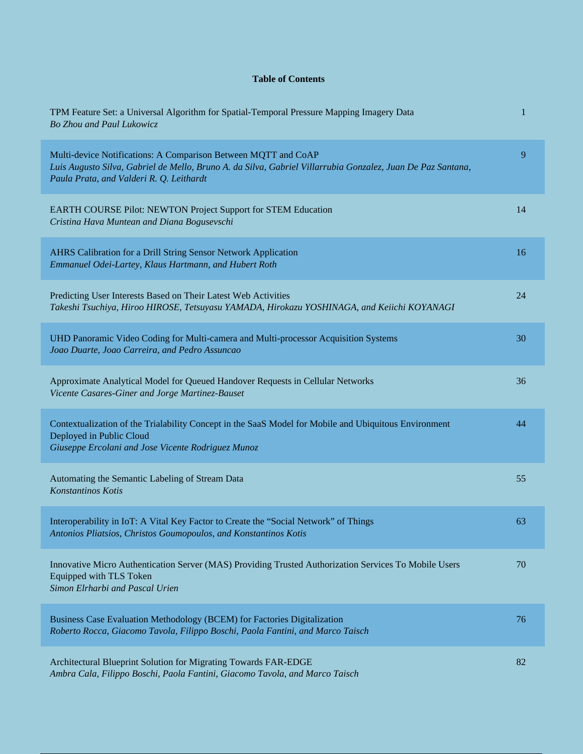**Table of Contents**

| | |
|---|---|
| TPM Feature Set: a Universal Algorithm for Spatial-Temporal Pressure Mapping Imagery Data<br>*Bo Zhou and Paul Lukowicz* | 1 |
| Multi-device Notifications: A Comparison Between MQTT and CoAP<br>*Luis Augusto Silva, Gabriel de Mello, Bruno A. da Silva, Gabriel Villarrubia Gonzalez, Juan De Paz Santana, Paula Prata, and Valderi R. Q. Leithardt* | 9 |
| EARTH COURSE Pilot: NEWTON Project Support for STEM Education<br>*Cristina Hava Muntean and Diana Bogusevschi* | 14 |
| AHRS Calibration for a Drill String Sensor Network Application<br>*Emmanuel Odei-Lartey, Klaus Hartmann, and Hubert Roth* | 16 |
| Predicting User Interests Based on Their Latest Web Activities<br>*Takeshi Tsuchiya, Hiroo HIROSE, Tetsuyasu YAMADA, Hirokazu YOSHINAGA, and Keiichi KOYANAGI* | 24 |
| UHD Panoramic Video Coding for Multi-camera and Multi-processor Acquisition Systems<br>*Joao Duarte, Joao Carreira, and Pedro Assuncao* | 30 |
| Approximate Analytical Model for Queued Handover Requests in Cellular Networks<br>*Vicente Casares-Giner and Jorge Martinez-Bauset* | 36 |
| Contextualization of the Trialability Concept in the SaaS Model for Mobile and Ubiquitous Environment Deployed in Public Cloud<br>*Giuseppe Ercolani and Jose Vicente Rodriguez Munoz* | 44 |
| Automating the Semantic Labeling of Stream Data<br>*Konstantinos Kotis* | 55 |
| Interoperability in IoT: A Vital Key Factor to Create the "Social Network" of Things<br>*Antonios Pliatsios, Christos Goumopoulos, and Konstantinos Kotis* | 63 |
| Innovative Micro Authentication Server (MAS) Providing Trusted Authorization Services To Mobile Users Equipped with TLS Token<br>*Simon Elrharbi and Pascal Urien* | 70 |
| Business Case Evaluation Methodology (BCEM) for Factories Digitalization<br>*Roberto Rocca, Giacomo Tavola, Filippo Boschi, Paola Fantini, and Marco Taisch* | 76 |
| Architectural Blueprint Solution for Migrating Towards FAR-EDGE<br>*Ambra Cala, Filippo Boschi, Paola Fantini, Giacomo Tavola, and Marco Taisch* | 82 |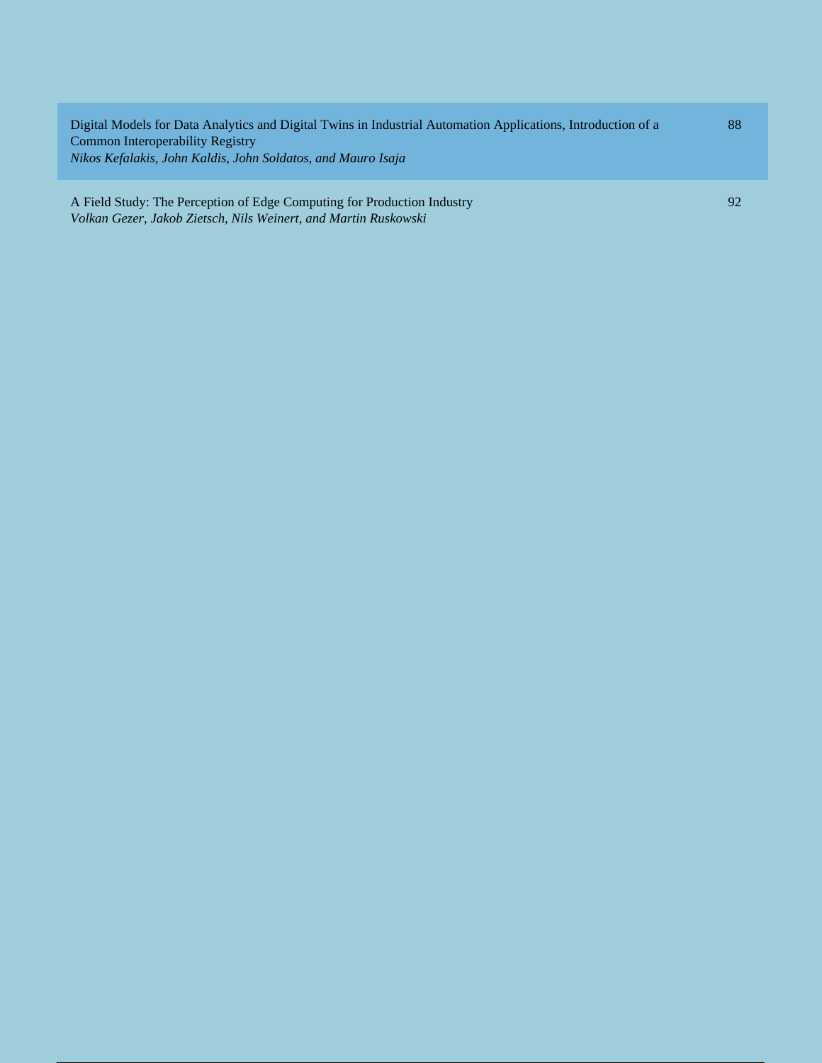Digital Models for Data Analytics and Digital Twins in Industrial Automation Applications, Introduction of a Common Interoperability Registry 88
*Nikos Kefalakis, John Kaldis, John Soldatos, and Mauro Isaja*

A Field Study: The Perception of Edge Computing for Production Industry 92
*Volkan Gezer, Jakob Zietsch, Nils Weinert, and Martin Ruskowski*